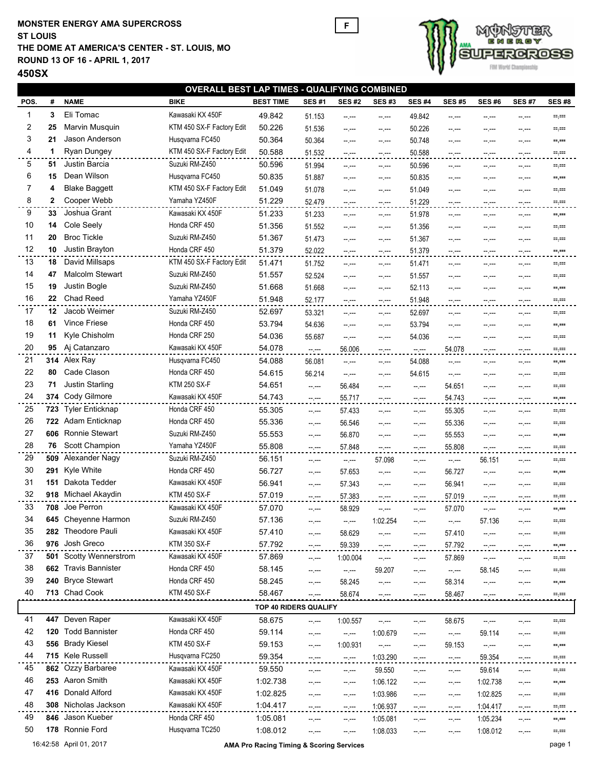**MONSTER ENERGY AMA SUPERCROSS**
**ST LOUIS**
**THE DOME AT AMERICA'S CENTER - ST. LOUIS, MO**
**ROUND 13 OF 16 - APRIL 1, 2017**

F

## 450SX

### OVERALL BEST LAP TIMES - QUALIFYING COMBINED

| POS. | # | NAME | BIKE | BEST TIME | SES #1 | SES #2 | SES #3 | SES #4 | SES #5 | SES #6 | SES #7 | SES #8 |
|---|---|---|---|---|---|---|---|---|---|---|---|---|
| 1 | 3 | Eli Tomac | Kawasaki KX 450F | 49.842 | 51.153 | --.--- | --.--- | 49.842 | --.--- | --.--- | --.--- | --.--- |
| 2 | 25 | Marvin Musquin | KTM 450 SX-F Factory Edit | 50.226 | 51.536 | --.--- | --.--- | 50.226 | --.--- | --.--- | --.--- | --.--- |
| 3 | 21 | Jason Anderson | Husqvarna FC450 | 50.364 | 50.364 | --.--- | --.--- | 50.748 | --.--- | --.--- | --.--- | --.--- |
| 4 | 1 | Ryan Dungey | KTM 450 SX-F Factory Edit | 50.588 | 51.532 | --.--- | --.--- | 50.588 | --.--- | --.--- | --.--- | --.--- |
| 5 | 51 | Justin Barcia | Suzuki RM-Z450 | 50.596 | 51.994 | --.--- | --.--- | 50.596 | --.--- | --.--- | --.--- | --.--- |
| 6 | 15 | Dean Wilson | Husqvarna FC450 | 50.835 | 51.887 | --.--- | --.--- | 50.835 | --.--- | --.--- | --.--- | --.--- |
| 7 | 4 | Blake Baggett | KTM 450 SX-F Factory Edit | 51.049 | 51.078 | --.--- | --.--- | 51.049 | --.--- | --.--- | --.--- | --.--- |
| 8 | 2 | Cooper Webb | Yamaha YZ450F | 51.229 | 52.479 | --.--- | --.--- | 51.229 | --.--- | --.--- | --.--- | --.--- |
| 9 | 33 | Joshua Grant | Kawasaki KX 450F | 51.233 | 51.233 | --.--- | --.--- | 51.978 | --.--- | --.--- | --.--- | --.--- |
| 10 | 14 | Cole Seely | Honda CRF 450 | 51.356 | 51.552 | --.--- | --.--- | 51.356 | --.--- | --.--- | --.--- | --.--- |
| 11 | 20 | Broc Tickle | Suzuki RM-Z450 | 51.367 | 51.473 | --.--- | --.--- | 51.367 | --.--- | --.--- | --.--- | --.--- |
| 12 | 10 | Justin Brayton | Honda CRF 450 | 51.379 | 52.022 | --.--- | --.--- | 51.379 | --.--- | --.--- | --.--- | --.--- |
| 13 | 18 | David Millsaps | KTM 450 SX-F Factory Edit | 51.471 | 51.752 | --.--- | --.--- | 51.471 | --.--- | --.--- | --.--- | --.--- |
| 14 | 47 | Malcolm Stewart | Suzuki RM-Z450 | 51.557 | 52.524 | --.--- | --.--- | 51.557 | --.--- | --.--- | --.--- | --.--- |
| 15 | 19 | Justin Bogle | Suzuki RM-Z450 | 51.668 | 51.668 | --.--- | --.--- | 52.113 | --.--- | --.--- | --.--- | --.--- |
| 16 | 22 | Chad Reed | Yamaha YZ450F | 51.948 | 52.177 | --.--- | --.--- | 51.948 | --.--- | --.--- | --.--- | --.--- |
| 17 | 12 | Jacob Weimer | Suzuki RM-Z450 | 52.697 | 53.321 | --.--- | --.--- | 52.697 | --.--- | --.--- | --.--- | --.--- |
| 18 | 61 | Vince Friese | Honda CRF 450 | 53.794 | 54.636 | --.--- | --.--- | 53.794 | --.--- | --.--- | --.--- | --.--- |
| 19 | 11 | Kyle Chisholm | Honda CRF 250 | 54.036 | 55.687 | --.--- | --.--- | 54.036 | --.--- | --.--- | --.--- | --.--- |
| 20 | 95 | Aj Catanzaro | Kawasaki KX 450F | 54.078 | --.--- | 56.006 | --.--- | --.--- | 54.078 | --.--- | --.--- | --.--- |
| 21 | 314 | Alex Ray | Husqvarna FC450 | 54.088 | 56.081 | --.--- | --.--- | 54.088 | --.--- | --.--- | --.--- | --.--- |
| 22 | 80 | Cade Clason | Honda CRF 450 | 54.615 | 56.214 | --.--- | --.--- | 54.615 | --.--- | --.--- | --.--- | --.--- |
| 23 | 71 | Justin Starling | KTM 250 SX-F | 54.651 | --.--- | 56.484 | --.--- | --.--- | 54.651 | --.--- | --.--- | --.--- |
| 24 | 374 | Cody Gilmore | Kawasaki KX 450F | 54.743 | --.--- | 55.717 | --.--- | --.--- | 54.743 | --.--- | --.--- | --.--- |
| 25 | 723 | Tyler Enticknap | Honda CRF 450 | 55.305 | --.--- | 57.433 | --.--- | --.--- | 55.305 | --.--- | --.--- | --.--- |
| 26 | 722 | Adam Enticknap | Honda CRF 450 | 55.336 | --.--- | 56.546 | --.--- | --.--- | 55.336 | --.--- | --.--- | --.--- |
| 27 | 606 | Ronnie Stewart | Suzuki RM-Z450 | 55.553 | --.--- | 56.870 | --.--- | --.--- | 55.553 | --.--- | --.--- | --.--- |
| 28 | 76 | Scott Champion | Yamaha YZ450F | 55.808 | --.--- | 57.848 | --.--- | --.--- | 55.808 | --.--- | --.--- | --.--- |
| 29 | 509 | Alexander Nagy | Suzuki RM-Z450 | 56.151 | --.--- | --.--- | 57.098 | --.--- | --.--- | 56.151 | --.--- | --.--- |
| 30 | 291 | Kyle White | Honda CRF 450 | 56.727 | --.--- | 57.653 | --.--- | --.--- | 56.727 | --.--- | --.--- | --.--- |
| 31 | 151 | Dakota Tedder | Kawasaki KX 450F | 56.941 | --.--- | 57.343 | --.--- | --.--- | 56.941 | --.--- | --.--- | --.--- |
| 32 | 918 | Michael Akaydin | KTM 450 SX-F | 57.019 | --.--- | 57.383 | --.--- | --.--- | 57.019 | --.--- | --.--- | --.--- |
| 33 | 708 | Joe Perron | Kawasaki KX 450F | 57.070 | --.--- | 58.929 | --.--- | --.--- | 57.070 | --.--- | --.--- | --.--- |
| 34 | 645 | Cheyenne Harmon | Suzuki RM-Z450 | 57.136 | --.--- | --.--- | 1:02.254 | --.--- | --.--- | 57.136 | --.--- | --.--- |
| 35 | 282 | Theodore Pauli | Kawasaki KX 450F | 57.410 | --.--- | 58.629 | --.--- | --.--- | 57.410 | --.--- | --.--- | --.--- |
| 36 | 976 | Josh Greco | KTM 350 SX-F | 57.792 | --.--- | 59.339 | --.--- | --.--- | 57.792 | --.--- | --.--- | --.--- |
| 37 | 501 | Scotty Wennerstrom | Kawasaki KX 450F | 57.869 | --.--- | 1:00.004 | --.--- | --.--- | 57.869 | --.--- | --.--- | --.--- |
| 38 | 662 | Travis Bannister | Honda CRF 450 | 58.145 | --.--- | --.--- | 59.207 | --.--- | --.--- | 58.145 | --.--- | --.--- |
| 39 | 240 | Bryce Stewart | Honda CRF 450 | 58.245 | --.--- | 58.245 | --.--- | --.--- | 58.314 | --.--- | --.--- | --.--- |
| 40 | 713 | Chad Cook | KTM 450 SX-F | 58.467 | --.--- | 58.674 | --.--- | --.--- | 58.467 | --.--- | --.--- | --.--- |
| | | **TOP 40 RIDERS QUALIFY** | | | | | | | | | | |
| 41 | 447 | Deven Raper | Kawasaki KX 450F | 58.675 | --.--- | 1:00.557 | --.--- | --.--- | 58.675 | --.--- | --.--- | --.--- |
| 42 | 120 | Todd Bannister | Honda CRF 450 | 59.114 | --.--- | --.--- | 1:00.679 | --.--- | --.--- | 59.114 | --.--- | --.--- |
| 43 | 556 | Brady Kiesel | KTM 450 SX-F | 59.153 | --.--- | 1:00.931 | --.--- | --.--- | 59.153 | --.--- | --.--- | --.--- |
| 44 | 715 | Kele Russell | Husqvarna FC250 | 59.354 | --.--- | --.--- | 1:03.290 | --.--- | --.--- | 59.354 | --.--- | --.--- |
| 45 | 862 | Ozzy Barbaree | Kawasaki KX 450F | 59.550 | --.--- | --.--- | 59.550 | --.--- | --.--- | 59.614 | --.--- | --.--- |
| 46 | 253 | Aaron Smith | Kawasaki KX 450F | 1:02.738 | --.--- | --.--- | 1:06.122 | --.--- | --.--- | 1:02.738 | --.--- | --.--- |
| 47 | 416 | Donald Alford | Kawasaki KX 450F | 1:02.825 | --.--- | --.--- | 1:03.986 | --.--- | --.--- | 1:02.825 | --.--- | --.--- |
| 48 | 308 | Nicholas Jackson | Kawasaki KX 450F | 1:04.417 | --.--- | --.--- | 1:06.937 | --.--- | --.--- | 1:04.417 | --.--- | --.--- |
| 49 | 846 | Jason Kueber | Honda CRF 450 | 1:05.081 | --.--- | --.--- | 1:05.081 | --.--- | --.--- | 1:05.234 | --.--- | --.--- |
| 50 | 178 | Ronnie Ford | Husqvarna TC250 | 1:08.012 | --.--- | --.--- | 1:08.033 | --.--- | --.--- | 1:08.012 | --.--- | --.--- |

16:42:58 April 01, 2017

AMA Pro Racing Timing & Scoring Services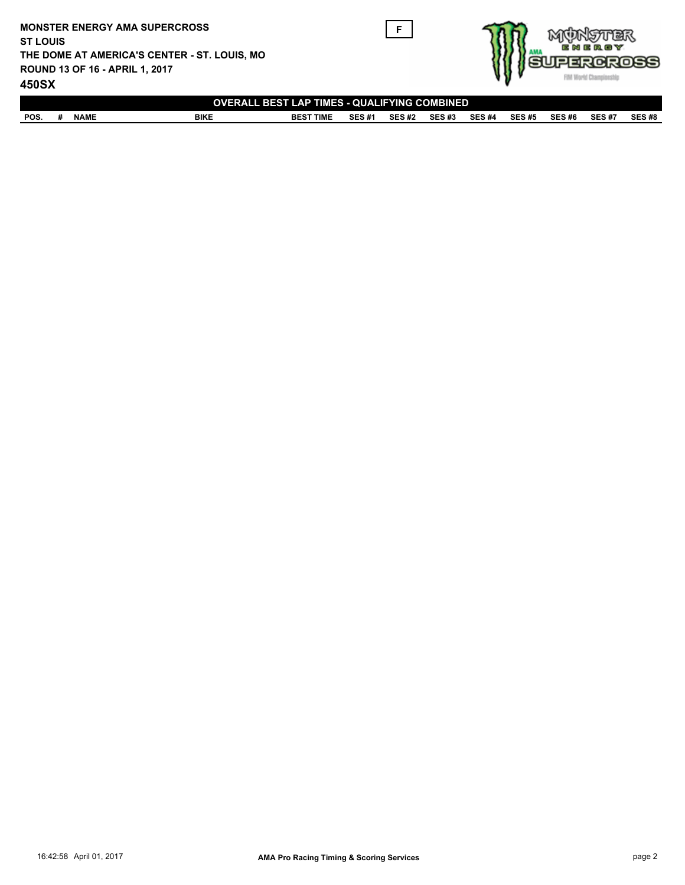**MONSTER ENERGY AMA SUPERCROSS**
**ST LOUIS**
**THE DOME AT AMERICA'S CENTER - ST. LOUIS, MO**
**ROUND 13 OF 16 - APRIL 1, 2017**

**F**

# 450SX

## OVERALL BEST LAP TIMES - QUALIFYING COMBINED

| POS. | # | NAME | BIKE | BEST TIME | SES #1 | SES #2 | SES #3 | SES #4 | SES #5 | SES #6 | SES #7 | SES #8 |
|---|---|---|---|---|---|---|---|---|---|---|---|---|

16:42:58 April 01, 2017

AMA Pro Racing Timing & Scoring Services